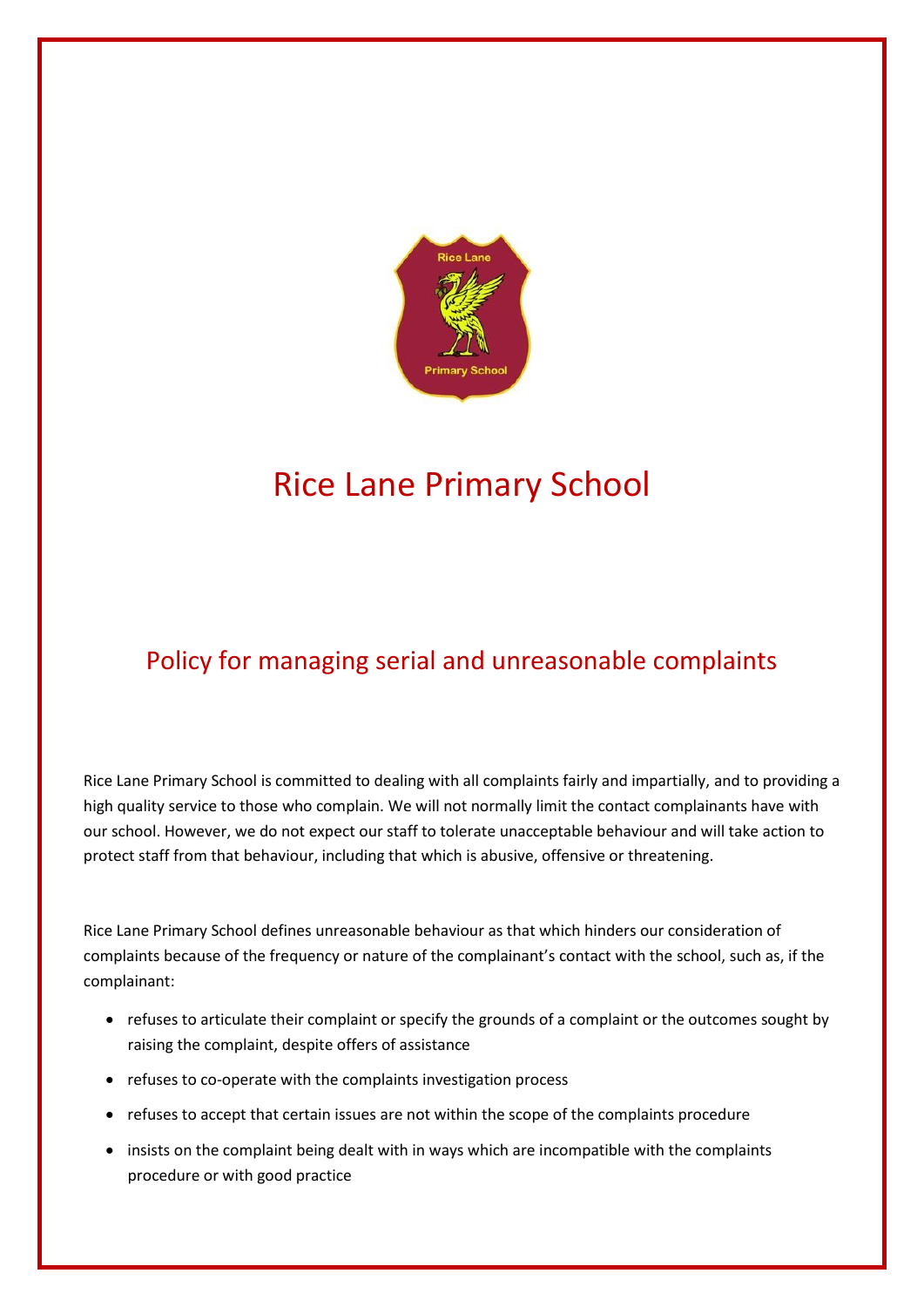# Rice Lane Primary School

## Policy for managing serial and unreasonable complaints

Rice Lane Primary School is committed to dealing with all complaints fairly and impartially, and to providing a high quality service to those who complain. We will not normally limit the contact complainants have with our school. However, we do not expect our staff to tolerate unacceptable behaviour and will take action to protect staff from that behaviour, including that which is abusive, offensive or threatening.

Rice Lane Primary School defines unreasonable behaviour as that which hinders our consideration of complaints because of the frequency or nature of the complainant's contact with the school, such as, if the complainant:

- refuses to articulate their complaint or specify the grounds of a complaint or the outcomes sought by raising the complaint, despite offers of assistance
- refuses to co-operate with the complaints investigation process
- refuses to accept that certain issues are not within the scope of the complaints procedure
- insists on the complaint being dealt with in ways which are incompatible with the complaints procedure or with good practice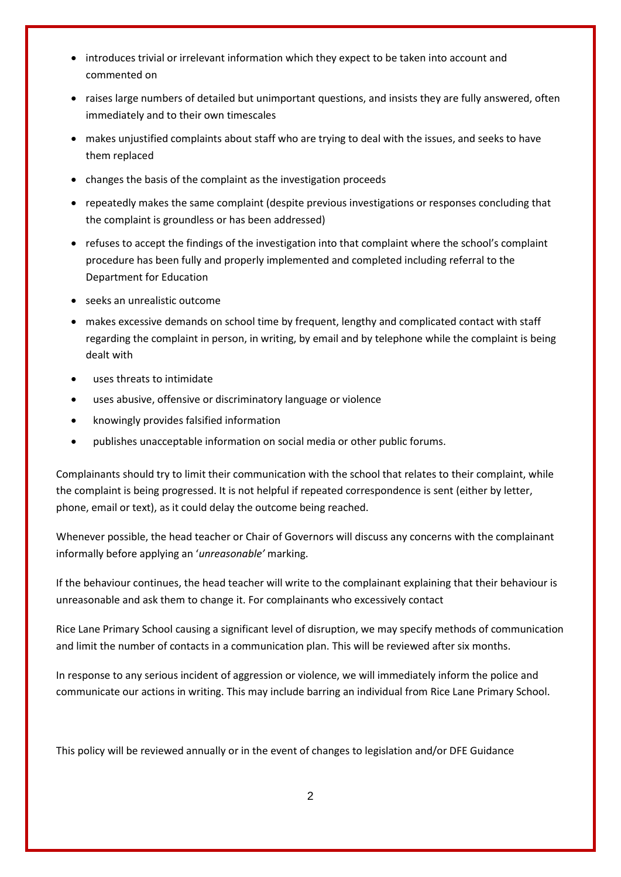- introduces trivial or irrelevant information which they expect to be taken into account and commented on
- raises large numbers of detailed but unimportant questions, and insists they are fully answered, often immediately and to their own timescales
- makes unjustified complaints about staff who are trying to deal with the issues, and seeks to have them replaced
- changes the basis of the complaint as the investigation proceeds
- repeatedly makes the same complaint (despite previous investigations or responses concluding that the complaint is groundless or has been addressed)
- refuses to accept the findings of the investigation into that complaint where the school's complaint procedure has been fully and properly implemented and completed including referral to the Department for Education
- seeks an unrealistic outcome
- makes excessive demands on school time by frequent, lengthy and complicated contact with staff regarding the complaint in person, in writing, by email and by telephone while the complaint is being dealt with
- uses threats to intimidate
- uses abusive, offensive or discriminatory language or violence
- knowingly provides falsified information
- publishes unacceptable information on social media or other public forums.

Complainants should try to limit their communication with the school that relates to their complaint, while the complaint is being progressed. It is not helpful if repeated correspondence is sent (either by letter, phone, email or text), as it could delay the outcome being reached.

Whenever possible, the head teacher or Chair of Governors will discuss any concerns with the complainant informally before applying an '*unreasonable'* marking.

If the behaviour continues, the head teacher will write to the complainant explaining that their behaviour is unreasonable and ask them to change it. For complainants who excessively contact

Rice Lane Primary School causing a significant level of disruption, we may specify methods of communication and limit the number of contacts in a communication plan. This will be reviewed after six months.

In response to any serious incident of aggression or violence, we will immediately inform the police and communicate our actions in writing. This may include barring an individual from Rice Lane Primary School.

This policy will be reviewed annually or in the event of changes to legislation and/or DFE Guidance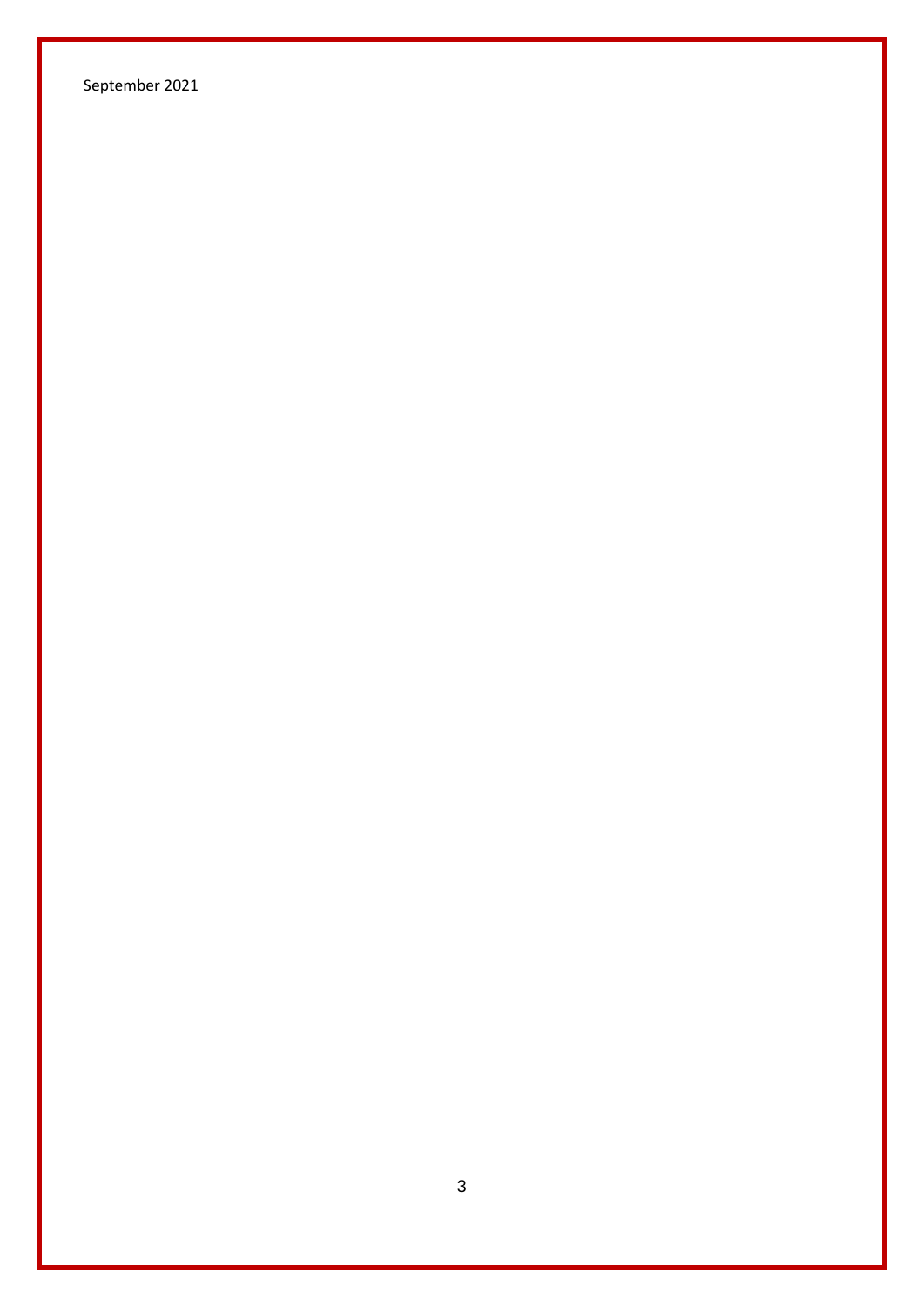September 2021